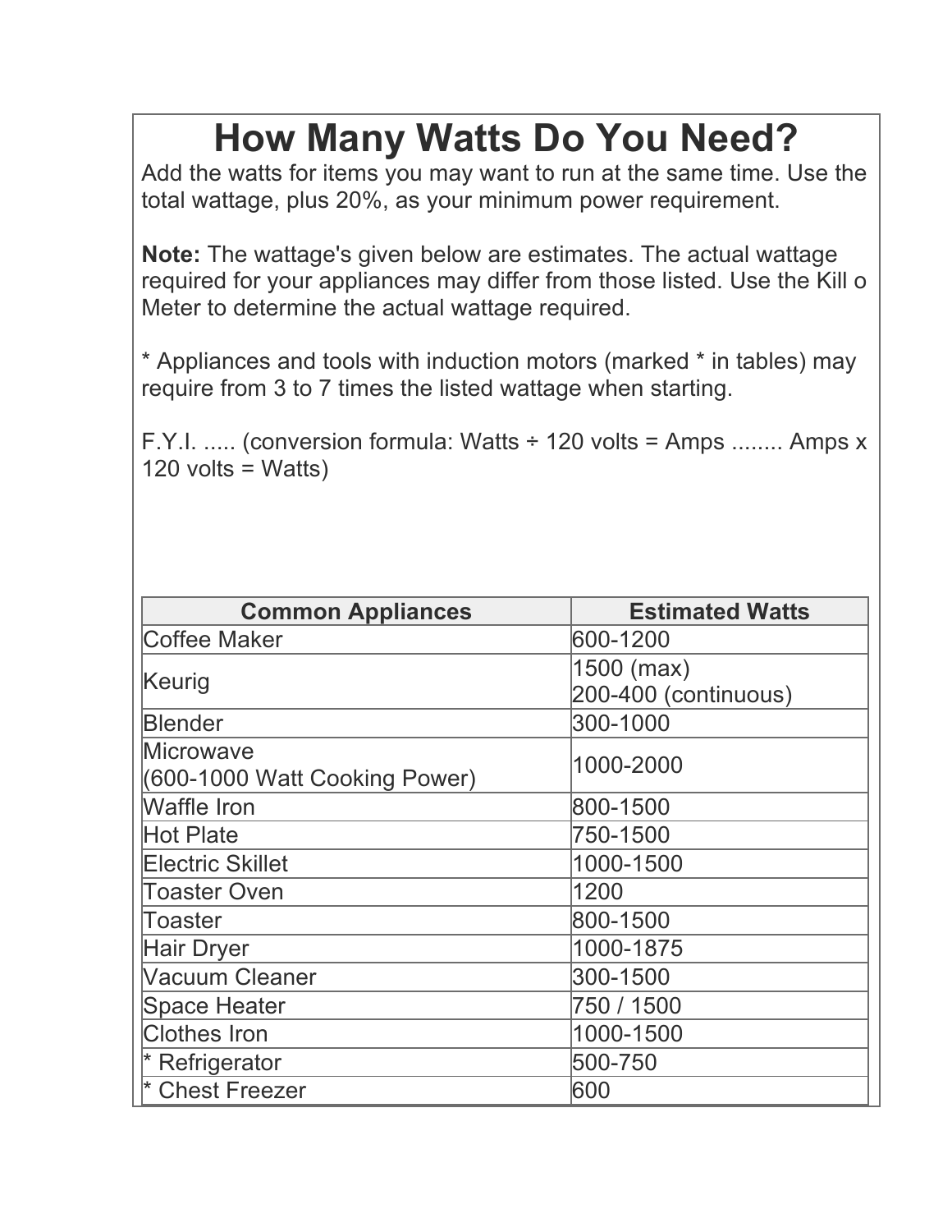# How Many Watts Do You Need?

Add the watts for items you may want to run at the same time. Use the total wattage, plus 20%, as your minimum power requirement.

**Note:** The wattage's given below are estimates. The actual wattage required for your appliances may differ from those listed. Use the Kill o Meter to determine the actual wattage required.

* Appliances and tools with induction motors (marked * in tables) may require from 3 to 7 times the listed wattage when starting.

F.Y.I. ..... (conversion formula: Watts ÷ 120 volts = Amps ........ Amps x 120 volts = Watts)

| Common Appliances | Estimated Watts |
|---|---|
| Coffee Maker | 600-1200 |
| Keurig | 1500 (max)<br>200-400 (continuous) |
| Blender | 300-1000 |
| Microwave<br>(600-1000 Watt Cooking Power) | 1000-2000 |
| Waffle Iron | 800-1500 |
| Hot Plate | 750-1500 |
| Electric Skillet | 1000-1500 |
| Toaster Oven | 1200 |
| Toaster | 800-1500 |
| Hair Dryer | 1000-1875 |
| Vacuum Cleaner | 300-1500 |
| Space Heater | 750 / 1500 |
| Clothes Iron | 1000-1500 |
| * Refrigerator | 500-750 |
| * Chest Freezer | 600 |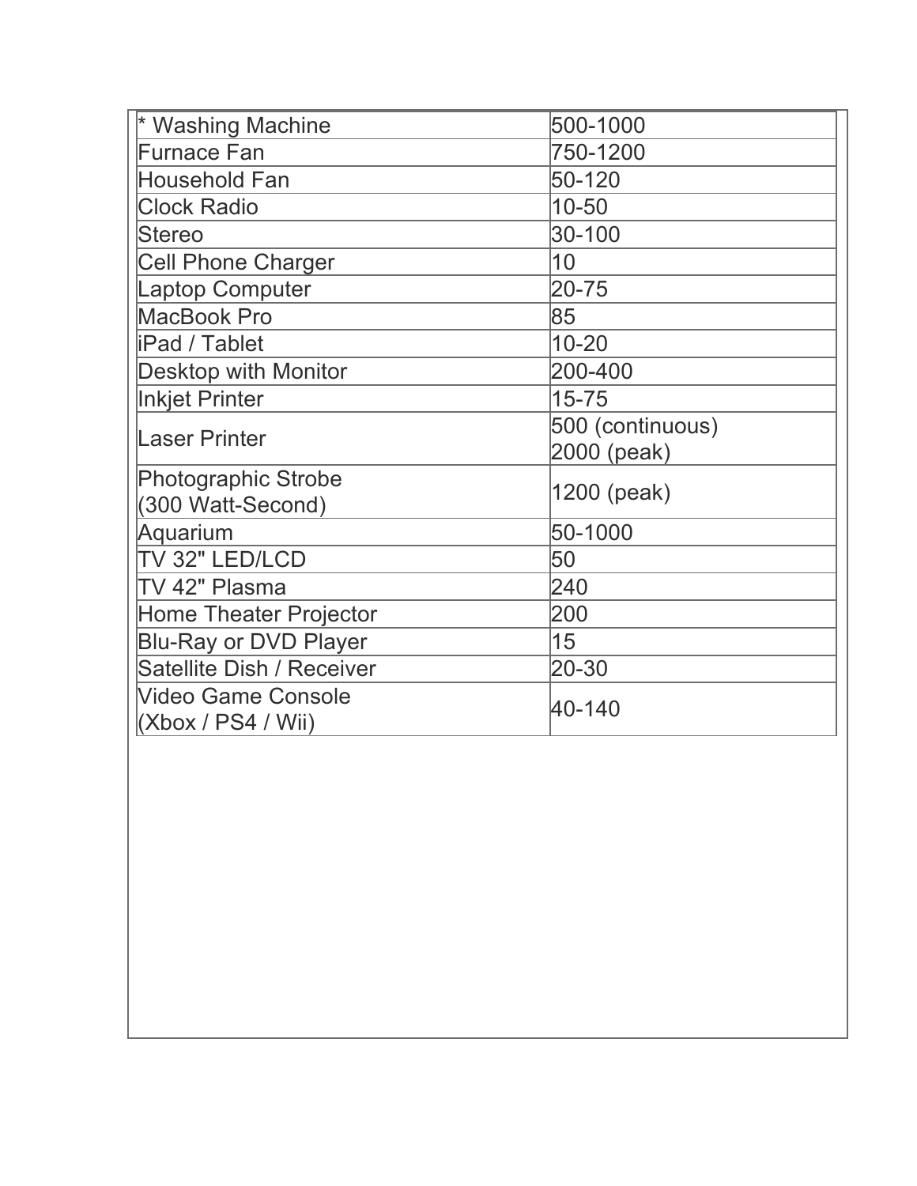| * Washing Machine | 500-1000 |
|---|---|
| Furnace Fan | 750-1200 |
| Household Fan | 50-120 |
| Clock Radio | 10-50 |
| Stereo | 30-100 |
| Cell Phone Charger | 10 |
| Laptop Computer | 20-75 |
| MacBook Pro | 85 |
| iPad / Tablet | 10-20 |
| Desktop with Monitor | 200-400 |
| Inkjet Printer | 15-75 |
| Laser Printer | 500 (continuous) 2000 (peak) |
| Photographic Strobe (300 Watt-Second) | 1200 (peak) |
| Aquarium | 50-1000 |
| TV 32" LED/LCD | 50 |
| TV 42" Plasma | 240 |
| Home Theater Projector | 200 |
| Blu-Ray or DVD Player | 15 |
| Satellite Dish / Receiver | 20-30 |
| Video Game Console (Xbox / PS4 / Wii) | 40-140 |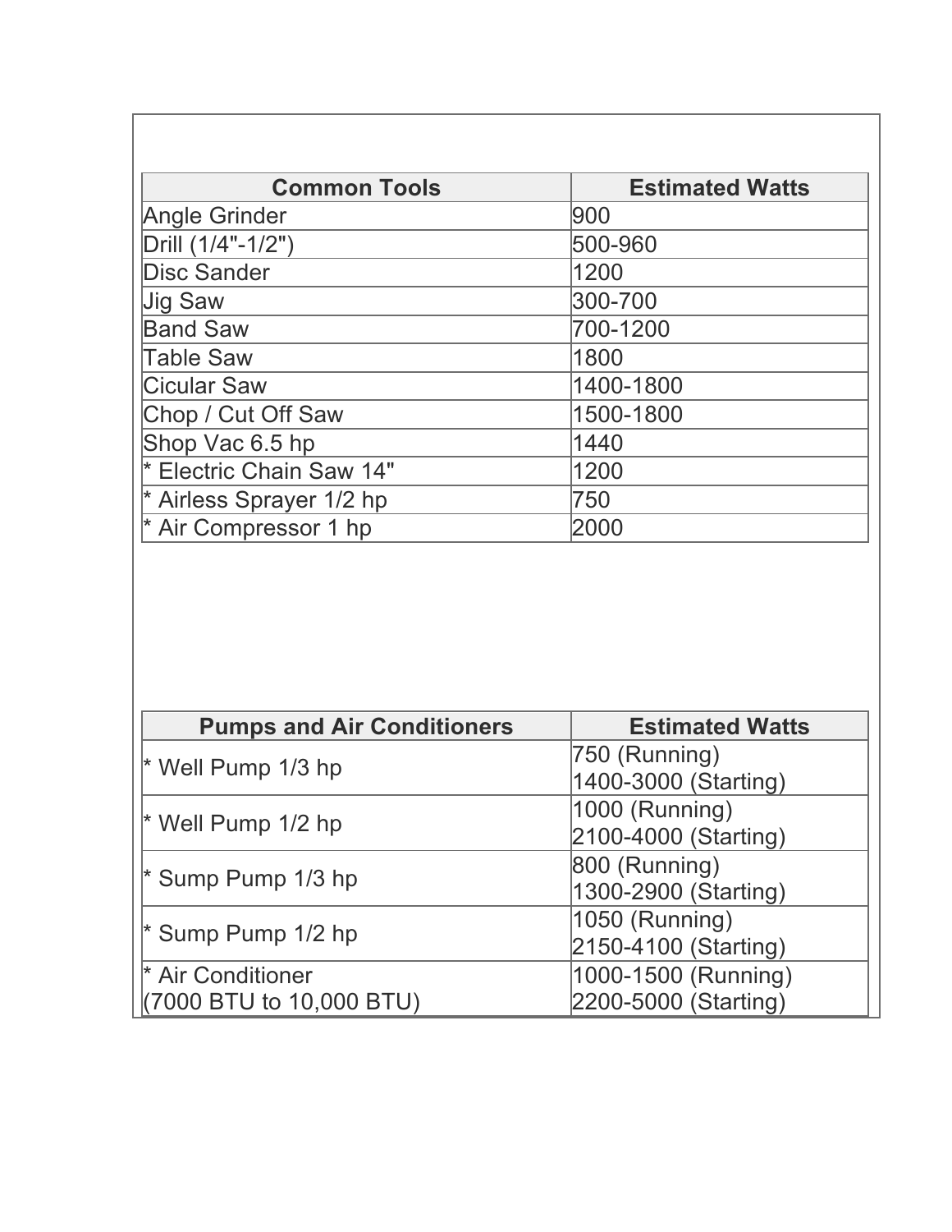| Common Tools | Estimated Watts |
|---|---|
| Angle Grinder | 900 |
| Drill (1/4"-1/2") | 500-960 |
| Disc Sander | 1200 |
| Jig Saw | 300-700 |
| Band Saw | 700-1200 |
| Table Saw | 1800 |
| Cicular Saw | 1400-1800 |
| Chop / Cut Off Saw | 1500-1800 |
| Shop Vac 6.5 hp | 1440 |
| * Electric Chain Saw 14" | 1200 |
| * Airless Sprayer 1/2 hp | 750 |
| * Air Compressor 1 hp | 2000 |

| Pumps and Air Conditioners | Estimated Watts |
|---|---|
| * Well Pump 1/3 hp | 750 (Running)<br>1400-3000 (Starting) |
| * Well Pump 1/2 hp | 1000 (Running)<br>2100-4000 (Starting) |
| * Sump Pump 1/3 hp | 800 (Running)<br>1300-2900 (Starting) |
| * Sump Pump 1/2 hp | 1050 (Running)<br>2150-4100 (Starting) |
| * Air Conditioner<br>(7000 BTU to 10,000 BTU) | 1000-1500 (Running)<br>2200-5000 (Starting) |